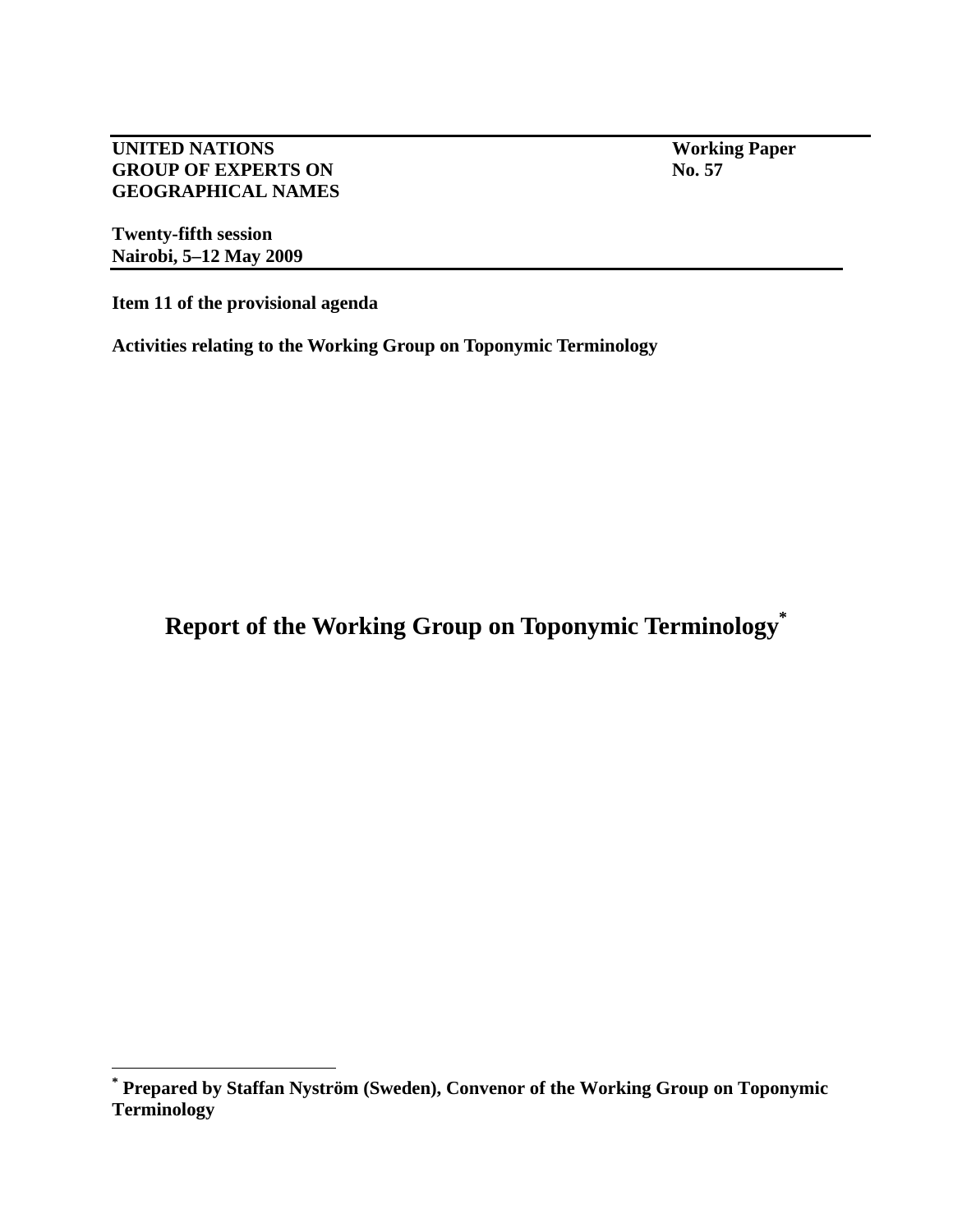**UNITED NATIONS**
**GROUP OF EXPERTS ON GEOGRAPHICAL NAMES**

**Working Paper No. 57**

**Twenty-fifth session**
**Nairobi, 5–12 May 2009**

**Item 11 of the provisional agenda**

**Activities relating to the Working Group on Toponymic Terminology**

# Report of the Working Group on Toponymic Terminology[*]

[*] **Prepared by Staffan Nyström (Sweden), Convenor of the Working Group on Toponymic Terminology**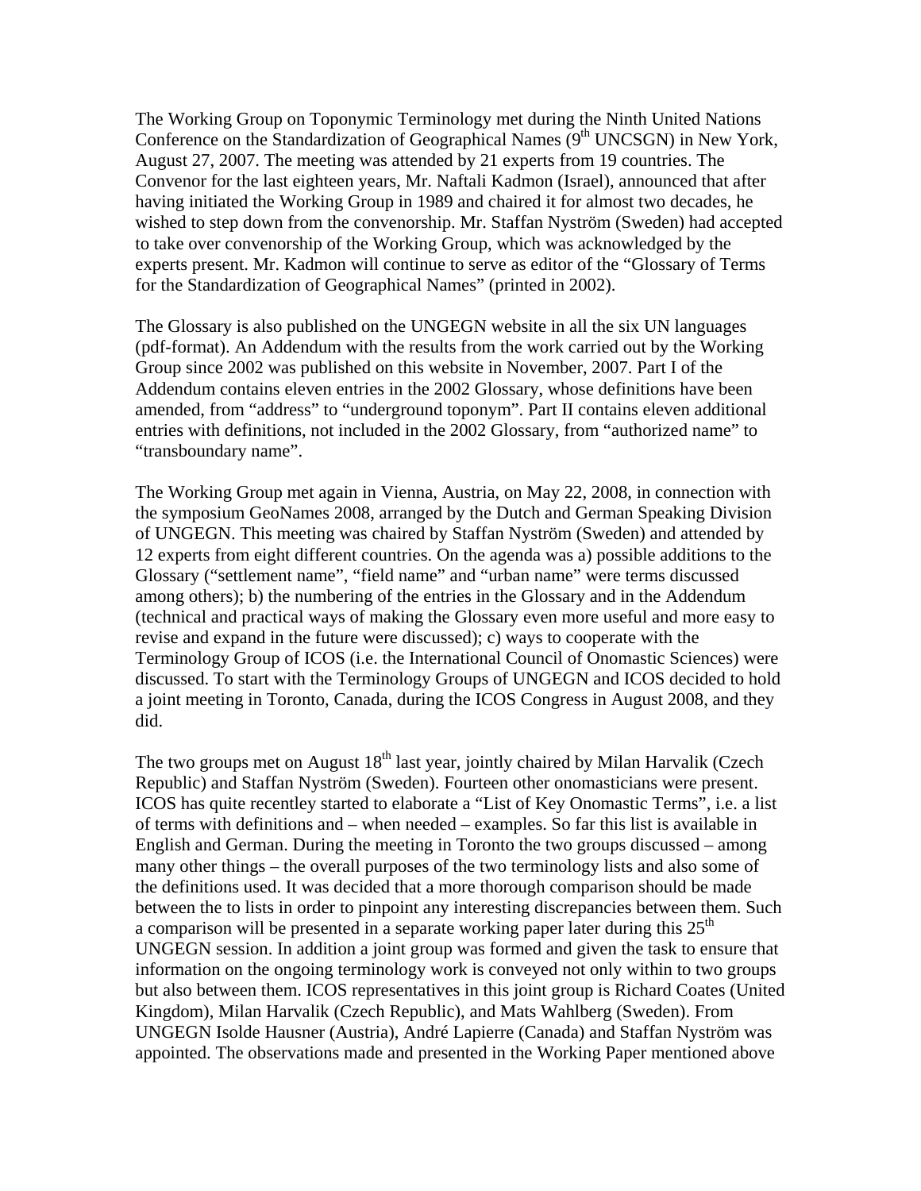The Working Group on Toponymic Terminology met during the Ninth United Nations Conference on the Standardization of Geographical Names (9th UNCSGN) in New York, August 27, 2007. The meeting was attended by 21 experts from 19 countries. The Convenor for the last eighteen years, Mr. Naftali Kadmon (Israel), announced that after having initiated the Working Group in 1989 and chaired it for almost two decades, he wished to step down from the convenorship. Mr. Staffan Nyström (Sweden) had accepted to take over convenorship of the Working Group, which was acknowledged by the experts present. Mr. Kadmon will continue to serve as editor of the "Glossary of Terms for the Standardization of Geographical Names" (printed in 2002).

The Glossary is also published on the UNGEGN website in all the six UN languages (pdf-format). An Addendum with the results from the work carried out by the Working Group since 2002 was published on this website in November, 2007. Part I of the Addendum contains eleven entries in the 2002 Glossary, whose definitions have been amended, from "address" to "underground toponym". Part II contains eleven additional entries with definitions, not included in the 2002 Glossary, from "authorized name" to "transboundary name".

The Working Group met again in Vienna, Austria, on May 22, 2008, in connection with the symposium GeoNames 2008, arranged by the Dutch and German Speaking Division of UNGEGN. This meeting was chaired by Staffan Nyström (Sweden) and attended by 12 experts from eight different countries. On the agenda was a) possible additions to the Glossary ("settlement name", "field name" and "urban name" were terms discussed among others); b) the numbering of the entries in the Glossary and in the Addendum (technical and practical ways of making the Glossary even more useful and more easy to revise and expand in the future were discussed); c) ways to cooperate with the Terminology Group of ICOS (i.e. the International Council of Onomastic Sciences) were discussed. To start with the Terminology Groups of UNGEGN and ICOS decided to hold a joint meeting in Toronto, Canada, during the ICOS Congress in August 2008, and they did.

The two groups met on August 18th last year, jointly chaired by Milan Harvalik (Czech Republic) and Staffan Nyström (Sweden). Fourteen other onomasticians were present. ICOS has quite recentley started to elaborate a "List of Key Onomastic Terms", i.e. a list of terms with definitions and – when needed – examples. So far this list is available in English and German. During the meeting in Toronto the two groups discussed – among many other things – the overall purposes of the two terminology lists and also some of the definitions used. It was decided that a more thorough comparison should be made between the to lists in order to pinpoint any interesting discrepancies between them. Such a comparison will be presented in a separate working paper later during this 25th UNGEGN session. In addition a joint group was formed and given the task to ensure that information on the ongoing terminology work is conveyed not only within to two groups but also between them. ICOS representatives in this joint group is Richard Coates (United Kingdom), Milan Harvalik (Czech Republic), and Mats Wahlberg (Sweden). From UNGEGN Isolde Hausner (Austria), André Lapierre (Canada) and Staffan Nyström was appointed. The observations made and presented in the Working Paper mentioned above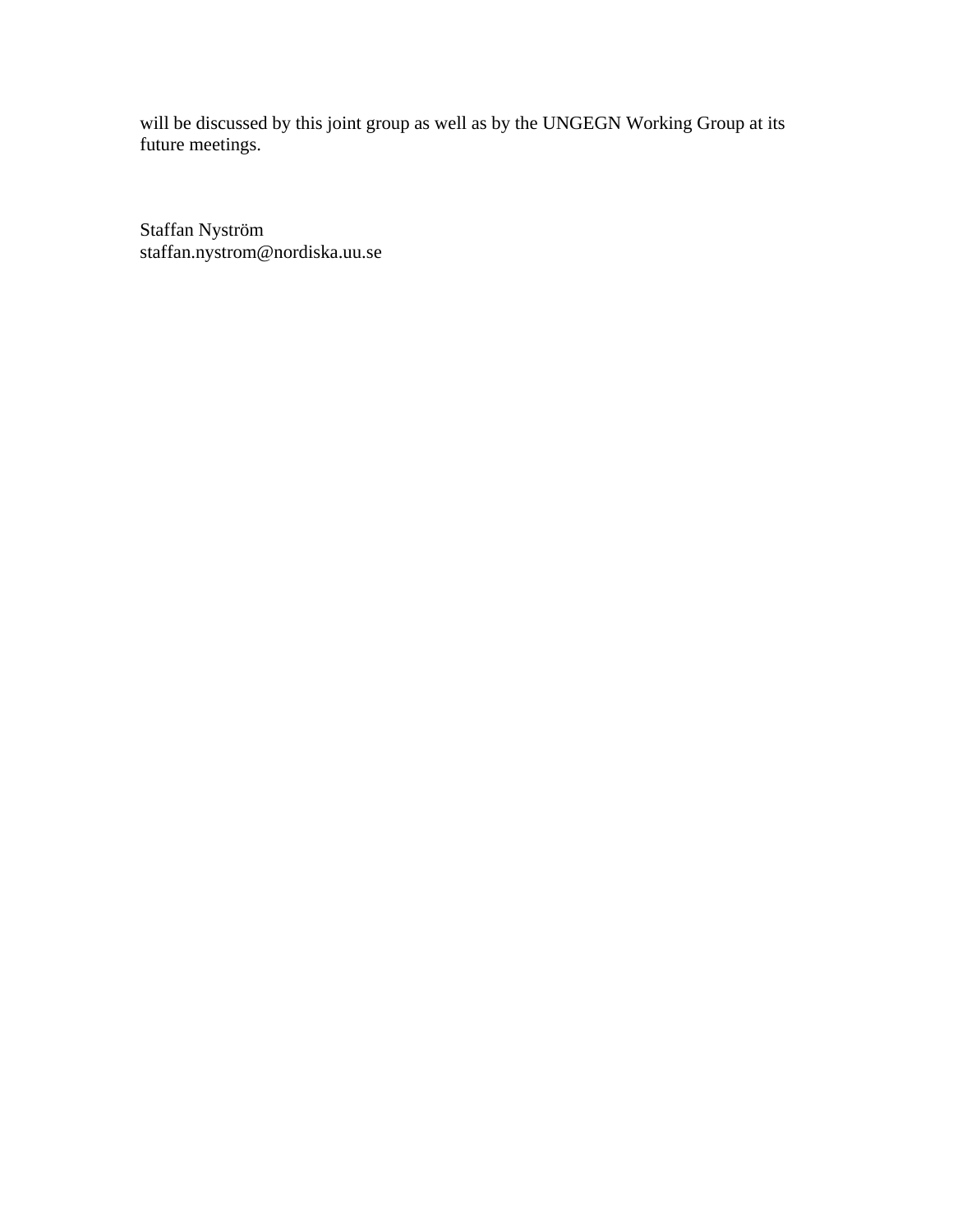will be discussed by this joint group as well as by the UNGEGN Working Group at its future meetings.

Staffan Nyström
staffan.nystrom@nordiska.uu.se